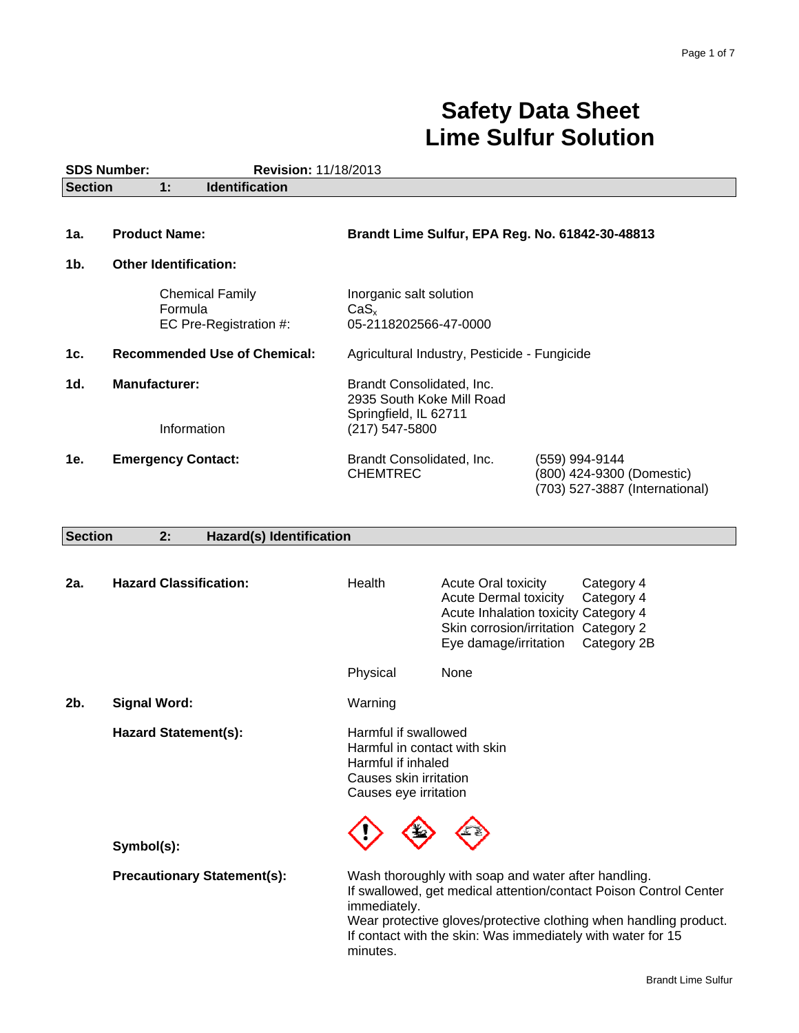# Safety Data Sheet
# Lime Sulfur Solution

**SDS Number:** **Revision:** 11/18/2013

## Section 1: Identification

**1a. Product Name:** **Brandt Lime Sulfur, EPA Reg. No. 61842-30-48813**

**1b. Other Identification:**

| | |
|---|---|
| Chemical Family | Inorganic salt solution |
| Formula | $CaS_x$ |
| EC Pre-Registration #: | 05-2118202566-47-0000 |

**1c. Recommended Use of Chemical:** Agricultural Industry, Pesticide - Fungicide

**1d. Manufacturer:** Brandt Consolidated, Inc.
2935 South Koke Mill Road
Springfield, IL 62711

Information (217) 547-5800

**1e. Emergency Contact:**

| | |
|---|---|
| Brandt Consolidated, Inc. | (559) 994-9144 |
| CHEMTREC | (800) 424-9300 (Domestic) |
| | (703) 527-3887 (International) |

## Section 2: Hazard(s) Identification

**2a. Hazard Classification:**

| | | |
|---|---|---|
| Health | Acute Oral toxicity | Category 4 |
| | Acute Dermal toxicity | Category 4 |
| | Acute Inhalation toxicity | Category 4 |
| | Skin corrosion/irritation | Category 2 |
| | Eye damage/irritation | Category 2B |
| Physical | None | |

**2b. Signal Word:** Warning

**Hazard Statement(s):**
Harmful if swallowed
Harmful in contact with skin
Harmful if inhaled
Causes skin irritation
Causes eye irritation

**Symbol(s):**

**Precautionary Statement(s):**
Wash thoroughly with soap and water after handling.
If swallowed, get medical attention/contact Poison Control Center immediately.
Wear protective gloves/protective clothing when handling product.
If contact with the skin: Was immediately with water for 15 minutes.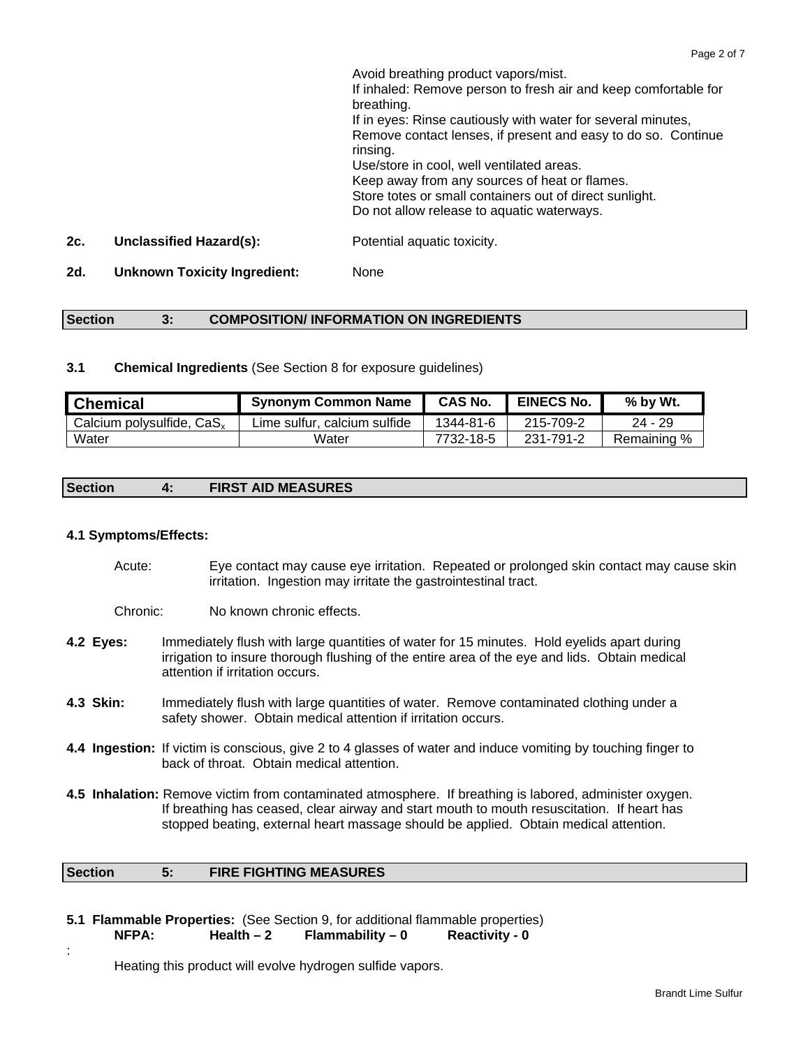Avoid breathing product vapors/mist.
If inhaled: Remove person to fresh air and keep comfortable for breathing.
If in eyes: Rinse cautiously with water for several minutes, Remove contact lenses, if present and easy to do so. Continue rinsing.
Use/store in cool, well ventilated areas.
Keep away from any sources of heat or flames.
Store totes or small containers out of direct sunlight.
Do not allow release to aquatic waterways.

**2c. Unclassified Hazard(s):** Potential aquatic toxicity.

**2d. Unknown Toxicity Ingredient:** None

## Section 3: COMPOSITION/ INFORMATION ON INGREDIENTS

**3.1 Chemical Ingredients** (See Section 8 for exposure guidelines)

| Chemical | Synonym Common Name | CAS No. | EINECS No. | % by Wt. |
|---|---|---|---|---|
| Calcium polysulfide, $CaS_x$ | Lime sulfur, calcium sulfide | 1344-81-6 | 215-709-2 | 24 - 29 |
| Water | Water | 7732-18-5 | 231-791-2 | Remaining % |

## Section 4: FIRST AID MEASURES

**4.1 Symptoms/Effects:**

Acute: Eye contact may cause eye irritation. Repeated or prolonged skin contact may cause skin irritation. Ingestion may irritate the gastrointestinal tract.

Chronic: No known chronic effects.

**4.2 Eyes:** Immediately flush with large quantities of water for 15 minutes. Hold eyelids apart during irrigation to insure thorough flushing of the entire area of the eye and lids. Obtain medical attention if irritation occurs.

**4.3 Skin:** Immediately flush with large quantities of water. Remove contaminated clothing under a safety shower. Obtain medical attention if irritation occurs.

**4.4 Ingestion:** If victim is conscious, give 2 to 4 glasses of water and induce vomiting by touching finger to back of throat. Obtain medical attention.

**4.5 Inhalation:** Remove victim from contaminated atmosphere. If breathing is labored, administer oxygen. If breathing has ceased, clear airway and start mouth to mouth resuscitation. If heart has stopped beating, external heart massage should be applied. Obtain medical attention.

## Section 5: FIRE FIGHTING MEASURES

**5.1 Flammable Properties:** (See Section 9, for additional flammable properties)
**NFPA: Health – 2 Flammability – 0 Reactivity - 0**

Heating this product will evolve hydrogen sulfide vapors.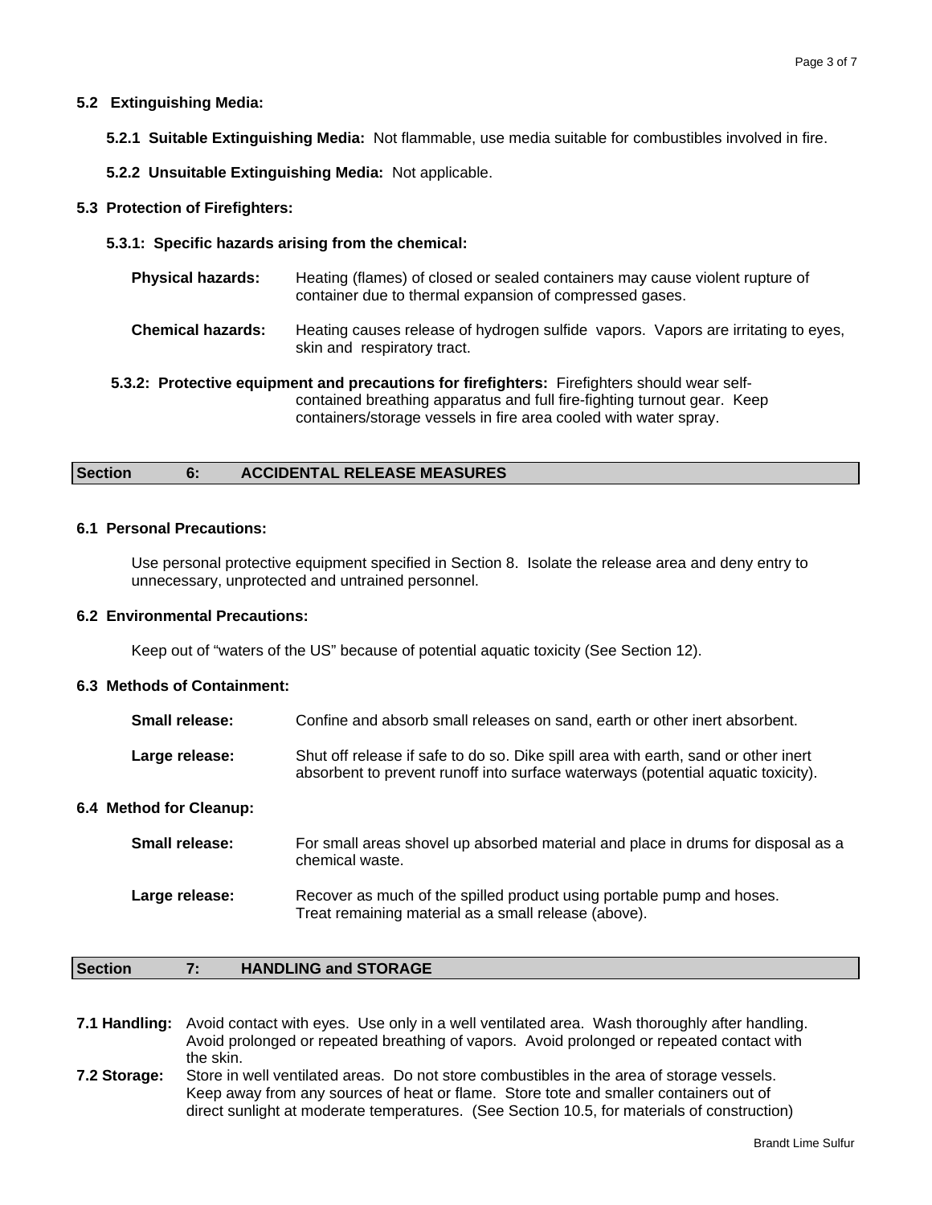### 5.2 Extinguishing Media:

**5.2.1 Suitable Extinguishing Media:** Not flammable, use media suitable for combustibles involved in fire.

**5.2.2 Unsuitable Extinguishing Media:** Not applicable.

### 5.3 Protection of Firefighters:

**5.3.1: Specific hazards arising from the chemical:**

**Physical hazards:** Heating (flames) of closed or sealed containers may cause violent rupture of container due to thermal expansion of compressed gases.

**Chemical hazards:** Heating causes release of hydrogen sulfide vapors. Vapors are irritating to eyes, skin and respiratory tract.

**5.3.2: Protective equipment and precautions for firefighters:** Firefighters should wear self-contained breathing apparatus and full fire-fighting turnout gear. Keep containers/storage vessels in fire area cooled with water spray.

## Section 6: ACCIDENTAL RELEASE MEASURES

### 6.1 Personal Precautions:

Use personal protective equipment specified in Section 8. Isolate the release area and deny entry to unnecessary, unprotected and untrained personnel.

### 6.2 Environmental Precautions:

Keep out of "waters of the US" because of potential aquatic toxicity (See Section 12).

### 6.3 Methods of Containment:

**Small release:** Confine and absorb small releases on sand, earth or other inert absorbent.

**Large release:** Shut off release if safe to do so. Dike spill area with earth, sand or other inert absorbent to prevent runoff into surface waterways (potential aquatic toxicity).

### 6.4 Method for Cleanup:

**Small release:** For small areas shovel up absorbed material and place in drums for disposal as a chemical waste.

**Large release:** Recover as much of the spilled product using portable pump and hoses. Treat remaining material as a small release (above).

## Section 7: HANDLING and STORAGE

**7.1 Handling:** Avoid contact with eyes. Use only in a well ventilated area. Wash thoroughly after handling. Avoid prolonged or repeated breathing of vapors. Avoid prolonged or repeated contact with the skin.

**7.2 Storage:** Store in well ventilated areas. Do not store combustibles in the area of storage vessels. Keep away from any sources of heat or flame. Store tote and smaller containers out of direct sunlight at moderate temperatures. (See Section 10.5, for materials of construction)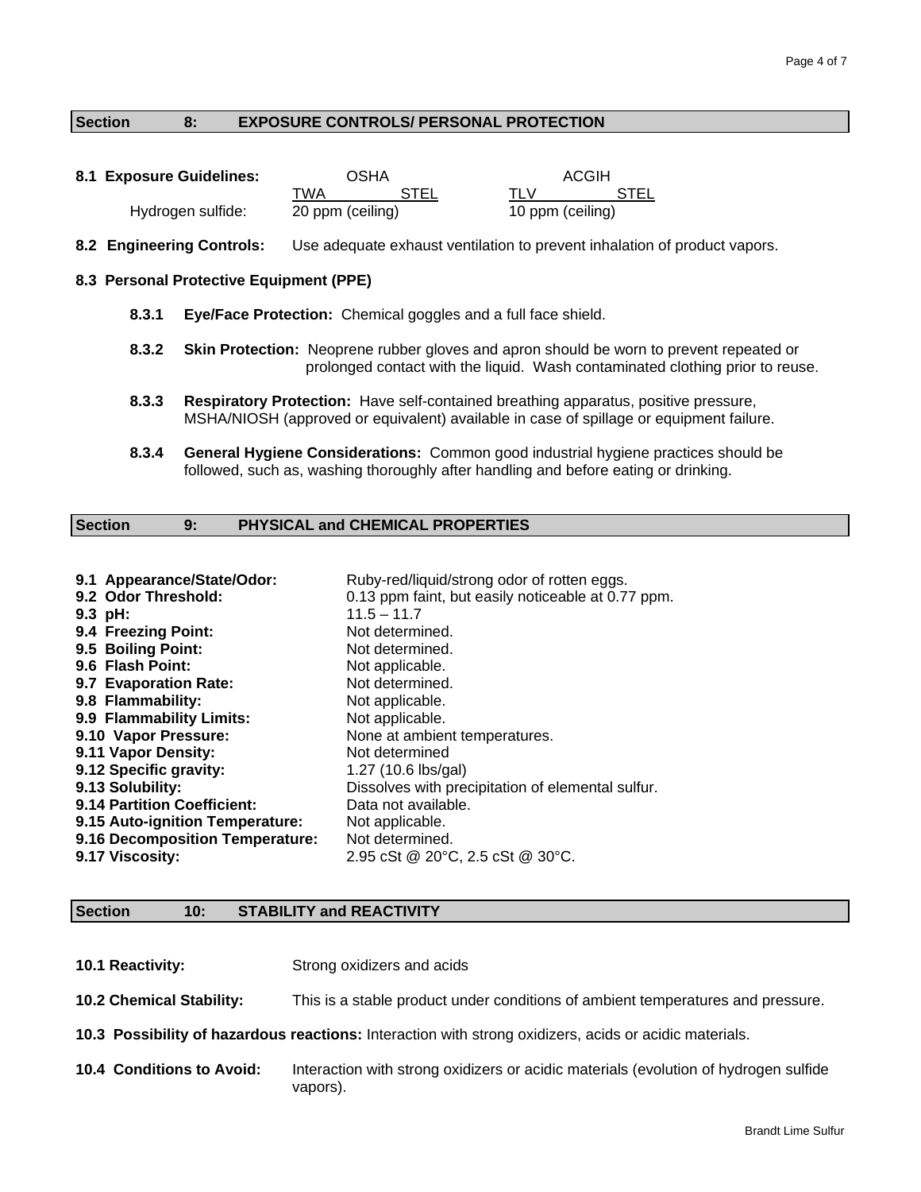## Section 8: EXPOSURE CONTROLS/ PERSONAL PROTECTION

**8.1 Exposure Guidelines:**

| | OSHA | | ACGIH | |
|---|---|---|---|---|
| | TWA | STEL | TLV | STEL |
| Hydrogen sulfide: | 20 ppm (ceiling) | | 10 ppm (ceiling) | |

**8.2 Engineering Controls:** Use adequate exhaust ventilation to prevent inhalation of product vapors.

**8.3 Personal Protective Equipment (PPE)**

**8.3.1 Eye/Face Protection:** Chemical goggles and a full face shield.

**8.3.2 Skin Protection:** Neoprene rubber gloves and apron should be worn to prevent repeated or prolonged contact with the liquid. Wash contaminated clothing prior to reuse.

**8.3.3 Respiratory Protection:** Have self-contained breathing apparatus, positive pressure, MSHA/NIOSH (approved or equivalent) available in case of spillage or equipment failure.

**8.3.4 General Hygiene Considerations:** Common good industrial hygiene practices should be followed, such as, washing thoroughly after handling and before eating or drinking.

## Section 9: PHYSICAL and CHEMICAL PROPERTIES

**9.1 Appearance/State/Odor:** Ruby-red/liquid/strong odor of rotten eggs.
**9.2 Odor Threshold:** 0.13 ppm faint, but easily noticeable at 0.77 ppm.
**9.3 pH:** 11.5 – 11.7
**9.4 Freezing Point:** Not determined.
**9.5 Boiling Point:** Not determined.
**9.6 Flash Point:** Not applicable.
**9.7 Evaporation Rate:** Not determined.
**9.8 Flammability:** Not applicable.
**9.9 Flammability Limits:** Not applicable.
**9.10 Vapor Pressure:** None at ambient temperatures.
**9.11 Vapor Density:** Not determined
**9.12 Specific gravity:** 1.27 (10.6 lbs/gal)
**9.13 Solubility:** Dissolves with precipitation of elemental sulfur.
**9.14 Partition Coefficient:** Data not available.
**9.15 Auto-ignition Temperature:** Not applicable.
**9.16 Decomposition Temperature:** Not determined.
**9.17 Viscosity:** 2.95 cSt @ 20°C, 2.5 cSt @ 30°C.

## Section 10: STABILITY and REACTIVITY

**10.1 Reactivity:** Strong oxidizers and acids

**10.2 Chemical Stability:** This is a stable product under conditions of ambient temperatures and pressure.

**10.3 Possibility of hazardous reactions:** Interaction with strong oxidizers, acids or acidic materials.

**10.4 Conditions to Avoid:** Interaction with strong oxidizers or acidic materials (evolution of hydrogen sulfide vapors).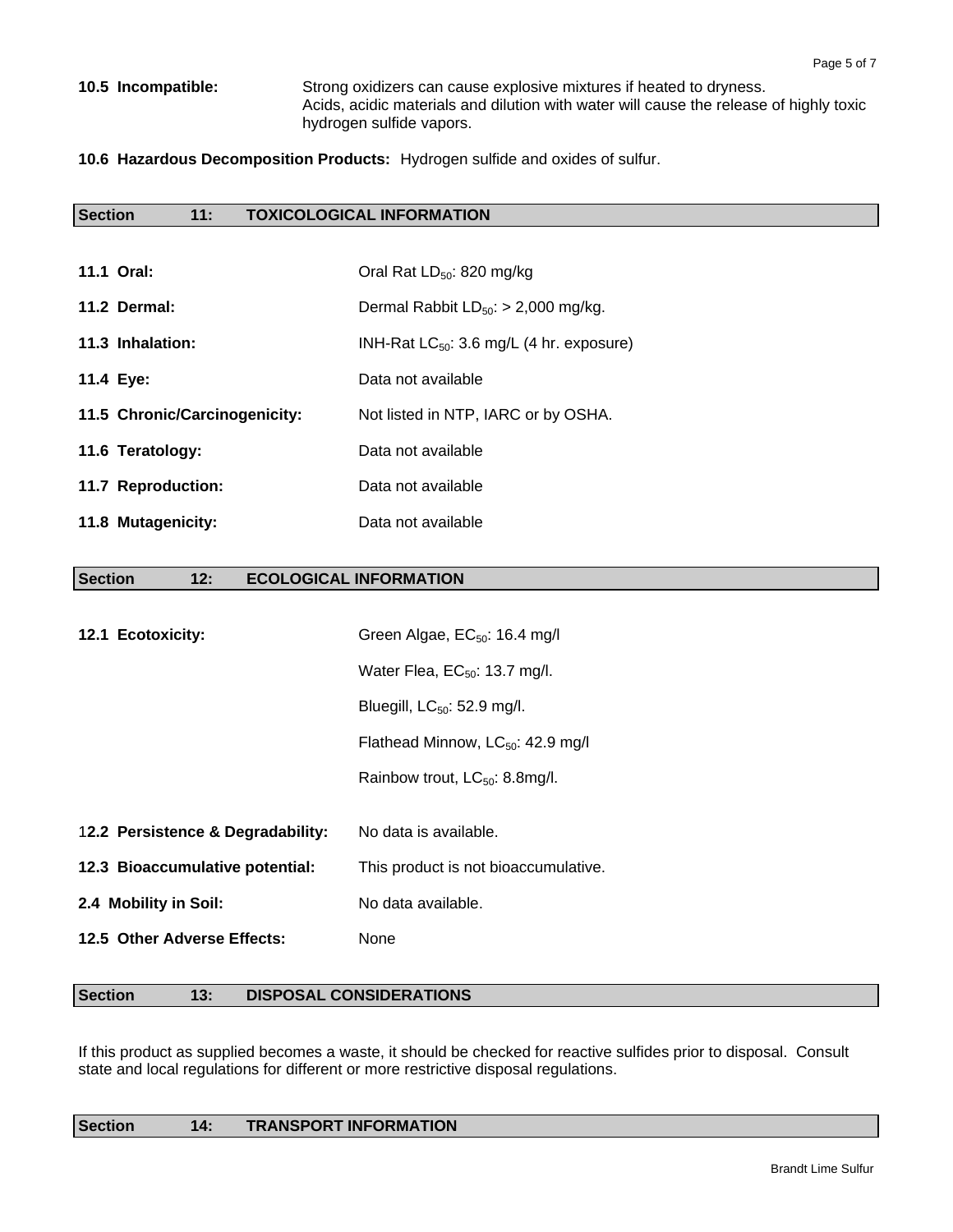**10.5 Incompatible:** Strong oxidizers can cause explosive mixtures if heated to dryness. Acids, acidic materials and dilution with water will cause the release of highly toxic hydrogen sulfide vapors.

**10.6 Hazardous Decomposition Products:** Hydrogen sulfide and oxides of sulfur.

## Section 11: TOXICOLOGICAL INFORMATION

**11.1 Oral:** Oral Rat $LD_{50}$: 820 mg/kg

**11.2 Dermal:** Dermal Rabbit $LD_{50}$: > 2,000 mg/kg.

**11.3 Inhalation:** INH-Rat $LC_{50}$: 3.6 mg/L (4 hr. exposure)

**11.4 Eye:** Data not available

**11.5 Chronic/Carcinogenicity:** Not listed in NTP, IARC or by OSHA.

**11.6 Teratology:** Data not available

**11.7 Reproduction:** Data not available

**11.8 Mutagenicity:** Data not available

## Section 12: ECOLOGICAL INFORMATION

**12.1 Ecotoxicity:**

Green Algae, $EC_{50}$: 16.4 mg/l

Water Flea, $EC_{50}$: 13.7 mg/l.

Bluegill, $LC_{50}$: 52.9 mg/l.

Flathead Minnow, $LC_{50}$: 42.9 mg/l

Rainbow trout, $LC_{50}$: 8.8mg/l.

**12.2 Persistence & Degradability:** No data is available.

**12.3 Bioaccumulative potential:** This product is not bioaccumulative.

**2.4 Mobility in Soil:** No data available.

**12.5 Other Adverse Effects:** None

## Section 13: DISPOSAL CONSIDERATIONS

If this product as supplied becomes a waste, it should be checked for reactive sulfides prior to disposal. Consult state and local regulations for different or more restrictive disposal regulations.

## Section 14: TRANSPORT INFORMATION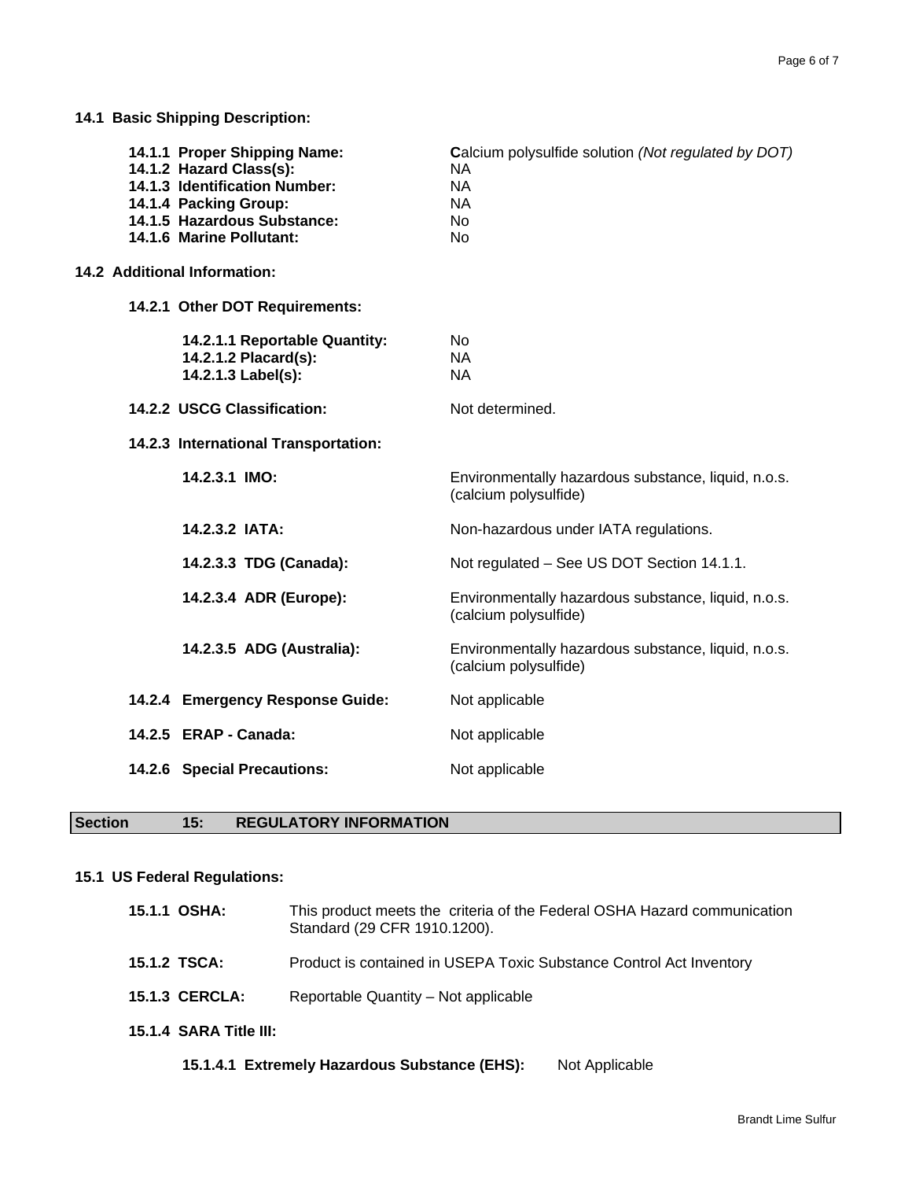**14.1 Basic Shipping Description:**

| | |
|---|---|
| **14.1.1 Proper Shipping Name:** | **C**alcium polysulfide solution *(Not regulated by DOT)* |
| **14.1.2 Hazard Class(s):** | NA |
| **14.1.3 Identification Number:** | NA |
| **14.1.4 Packing Group:** | NA |
| **14.1.5 Hazardous Substance:** | No |
| **14.1.6 Marine Pollutant:** | No |

**14.2 Additional Information:**

**14.2.1 Other DOT Requirements:**

| | |
|---|---|
| **14.2.1.1 Reportable Quantity:** | No |
| **14.2.1.2 Placard(s):** | NA |
| **14.2.1.3 Label(s):** | NA |

**14.2.2 USCG Classification:** Not determined.

**14.2.3 International Transportation:**

| | |
|---|---|
| **14.2.3.1 IMO:** | Environmentally hazardous substance, liquid, n.o.s. (calcium polysulfide) |
| **14.2.3.2 IATA:** | Non-hazardous under IATA regulations. |
| **14.2.3.3 TDG (Canada):** | Not regulated – See US DOT Section 14.1.1. |
| **14.2.3.4 ADR (Europe):** | Environmentally hazardous substance, liquid, n.o.s. (calcium polysulfide) |
| **14.2.3.5 ADG (Australia):** | Environmentally hazardous substance, liquid, n.o.s. (calcium polysulfide) |

**14.2.4 Emergency Response Guide:** Not applicable

**14.2.5 ERAP - Canada:** Not applicable

**14.2.6 Special Precautions:** Not applicable

## Section 15: REGULATORY INFORMATION

**15.1 US Federal Regulations:**

**15.1.1 OSHA:** This product meets the criteria of the Federal OSHA Hazard communication Standard (29 CFR 1910.1200).

**15.1.2 TSCA:** Product is contained in USEPA Toxic Substance Control Act Inventory

**15.1.3 CERCLA:** Reportable Quantity – Not applicable

**15.1.4 SARA Title III:**

**15.1.4.1 Extremely Hazardous Substance (EHS):** Not Applicable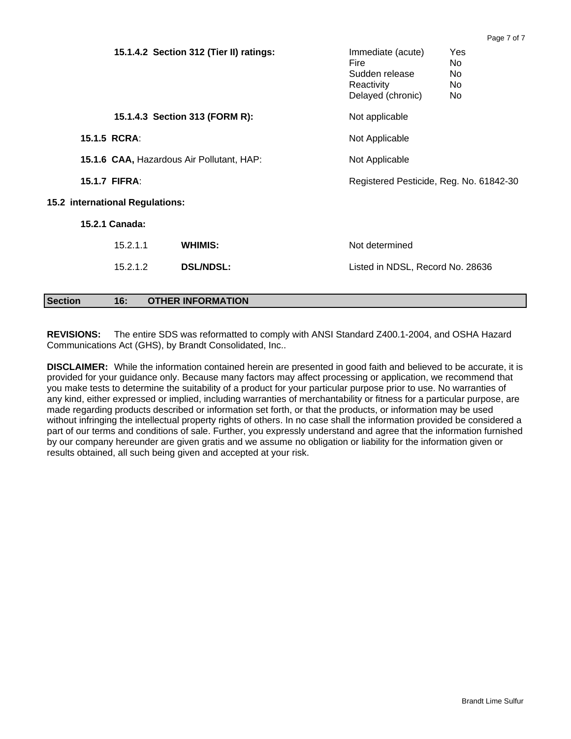**15.1.4.2 Section 312 (Tier II) ratings:**

| | |
|---|---|
| Immediate (acute) | Yes |
| Fire | No |
| Sudden release | No |
| Reactivity | No |
| Delayed (chronic) | No |

**15.1.4.3 Section 313 (FORM R):** Not applicable

**15.1.5 RCRA**: Not Applicable

**15.1.6 CAA,** Hazardous Air Pollutant, HAP: Not Applicable

**15.1.7 FIFRA**: Registered Pesticide, Reg. No. 61842-30

**15.2 international Regulations:**

**15.2.1 Canada:**

15.2.1.1 **WHIMIS:** Not determined

15.2.1.2 **DSL/NDSL:** Listed in NDSL, Record No. 28636

## Section 16: OTHER INFORMATION

**REVISIONS:** The entire SDS was reformatted to comply with ANSI Standard Z400.1-2004, and OSHA Hazard Communications Act (GHS), by Brandt Consolidated, Inc..

**DISCLAIMER:** While the information contained herein are presented in good faith and believed to be accurate, it is provided for your guidance only. Because many factors may affect processing or application, we recommend that you make tests to determine the suitability of a product for your particular purpose prior to use. No warranties of any kind, either expressed or implied, including warranties of merchantability or fitness for a particular purpose, are made regarding products described or information set forth, or that the products, or information may be used without infringing the intellectual property rights of others. In no case shall the information provided be considered a part of our terms and conditions of sale. Further, you expressly understand and agree that the information furnished by our company hereunder are given gratis and we assume no obligation or liability for the information given or results obtained, all such being given and accepted at your risk.